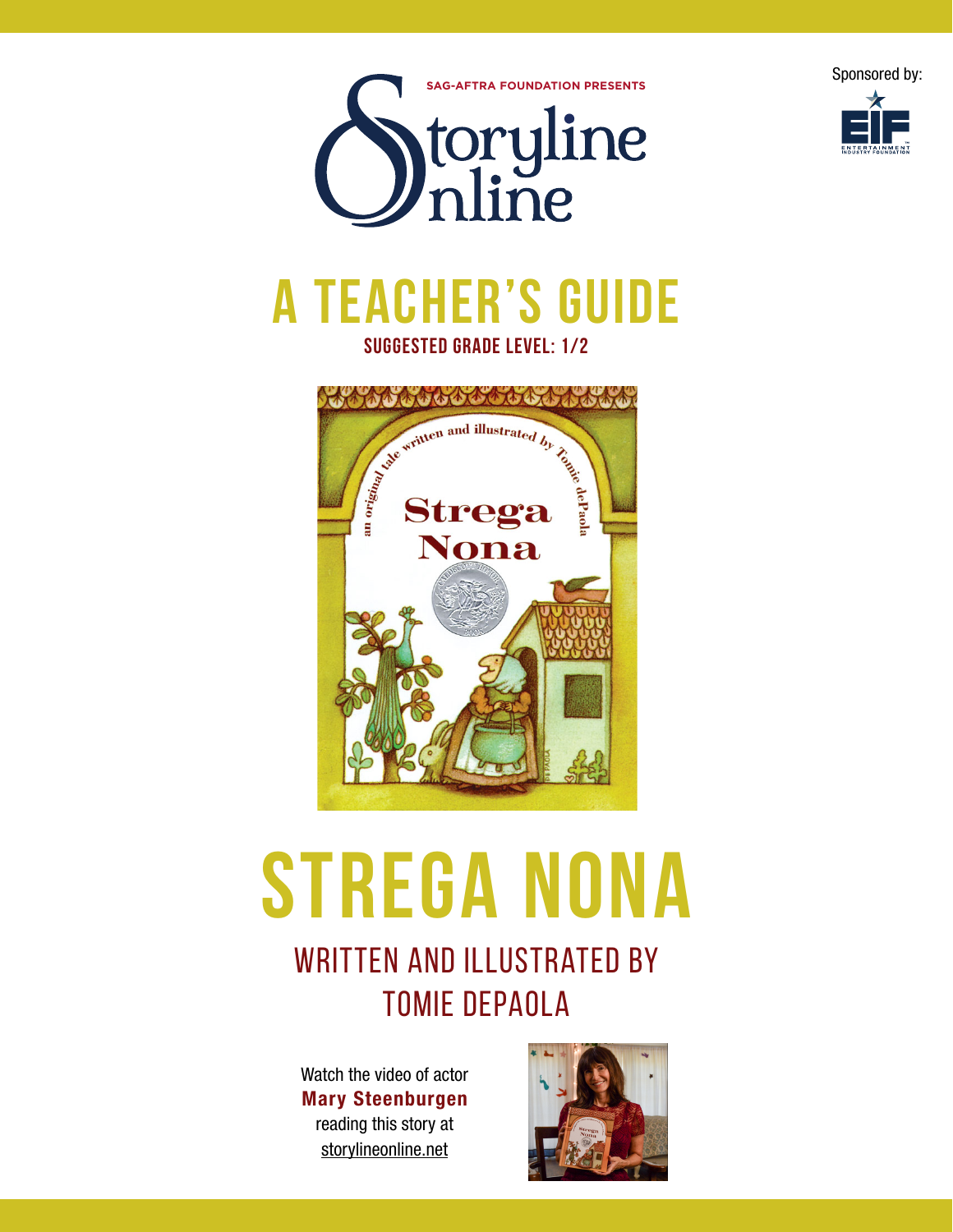SAG-AFTRA FOUNDATION PRESENTS

Storyline Online

Sponsored by: EIF Entertainment Industry Foundation

# A TEACHER'S GUIDE

**SUGGESTED GRADE LEVEL: 1/2**

# STREGA NONA

## WRITTEN AND ILLUSTRATED BY TOMIE DEPAOLA

Watch the video of actor **Mary Steenburgen** reading this story at storylineonline.net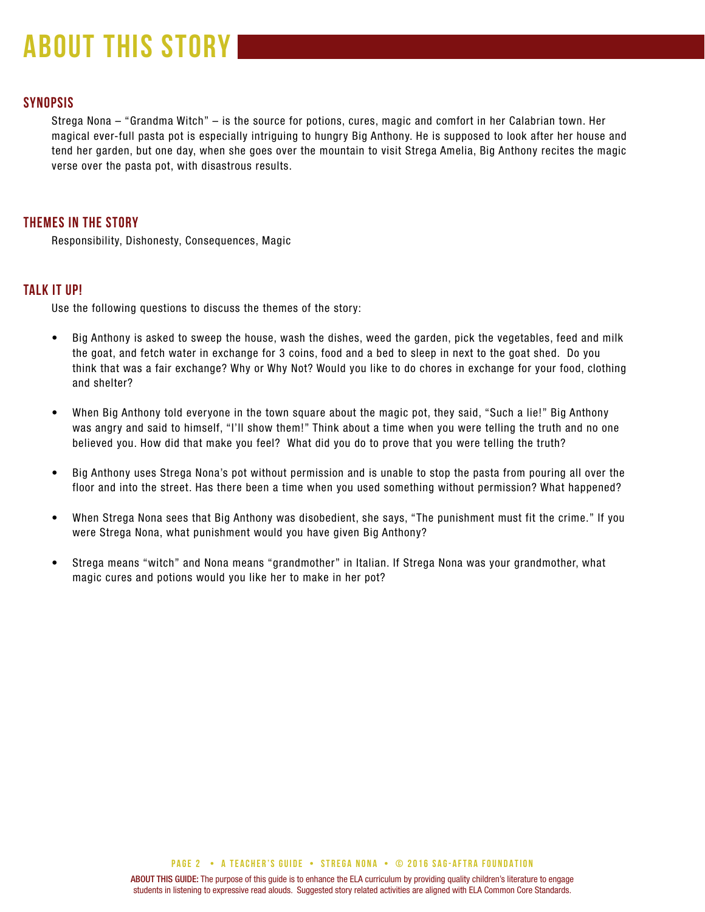# ABOUT THIS STORY

## SYNOPSIS

Strega Nona – "Grandma Witch" – is the source for potions, cures, magic and comfort in her Calabrian town. Her magical ever-full pasta pot is especially intriguing to hungry Big Anthony. He is supposed to look after her house and tend her garden, but one day, when she goes over the mountain to visit Strega Amelia, Big Anthony recites the magic verse over the pasta pot, with disastrous results.

## THEMES IN THE STORY

Responsibility, Dishonesty, Consequences, Magic

## TALK IT UP!

Use the following questions to discuss the themes of the story:

- Big Anthony is asked to sweep the house, wash the dishes, weed the garden, pick the vegetables, feed and milk the goat, and fetch water in exchange for 3 coins, food and a bed to sleep in next to the goat shed. Do you think that was a fair exchange? Why or Why Not? Would you like to do chores in exchange for your food, clothing and shelter?
- When Big Anthony told everyone in the town square about the magic pot, they said, "Such a lie!" Big Anthony was angry and said to himself, "I'll show them!" Think about a time when you were telling the truth and no one believed you. How did that make you feel? What did you do to prove that you were telling the truth?
- Big Anthony uses Strega Nona's pot without permission and is unable to stop the pasta from pouring all over the floor and into the street. Has there been a time when you used something without permission? What happened?
- When Strega Nona sees that Big Anthony was disobedient, she says, "The punishment must fit the crime." If you were Strega Nona, what punishment would you have given Big Anthony?
- Strega means "witch" and Nona means "grandmother" in Italian. If Strega Nona was your grandmother, what magic cures and potions would you like her to make in her pot?

**ABOUT THIS GUIDE:** The purpose of this guide is to enhance the ELA curriculum by providing quality children's literature to engage students in listening to expressive read alouds. Suggested story related activities are aligned with ELA Common Core Standards.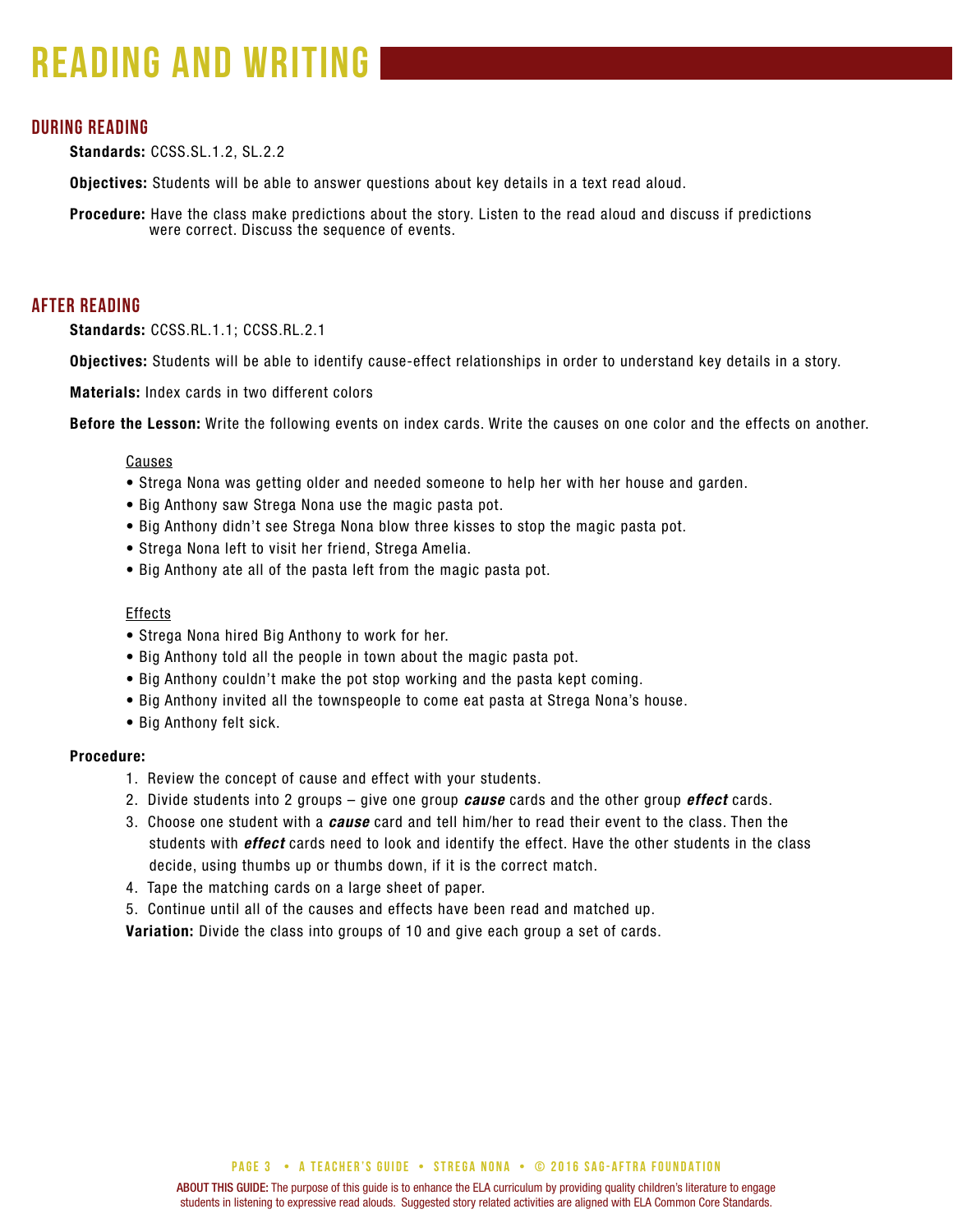# READING AND WRITING

## DURING READING

**Standards:** CCSS.SL.1.2, SL.2.2

**Objectives:** Students will be able to answer questions about key details in a text read aloud.

**Procedure:** Have the class make predictions about the story. Listen to the read aloud and discuss if predictions were correct. Discuss the sequence of events.

## AFTER READING

**Standards:** CCSS.RL.1.1; CCSS.RL.2.1

**Objectives:** Students will be able to identify cause-effect relationships in order to understand key details in a story.

**Materials:** Index cards in two different colors

**Before the Lesson:** Write the following events on index cards. Write the causes on one color and the effects on another.

Causes

- Strega Nona was getting older and needed someone to help her with her house and garden.
- Big Anthony saw Strega Nona use the magic pasta pot.
- Big Anthony didn't see Strega Nona blow three kisses to stop the magic pasta pot.
- Strega Nona left to visit her friend, Strega Amelia.
- Big Anthony ate all of the pasta left from the magic pasta pot.

Effects

- Strega Nona hired Big Anthony to work for her.
- Big Anthony told all the people in town about the magic pasta pot.
- Big Anthony couldn't make the pot stop working and the pasta kept coming.
- Big Anthony invited all the townspeople to come eat pasta at Strega Nona's house.
- Big Anthony felt sick.

**Procedure:**

1. Review the concept of cause and effect with your students.
2. Divide students into 2 groups – give one group ***cause*** cards and the other group ***effect*** cards.
3. Choose one student with a ***cause*** card and tell him/her to read their event to the class. Then the students with ***effect*** cards need to look and identify the effect. Have the other students in the class decide, using thumbs up or thumbs down, if it is the correct match.
4. Tape the matching cards on a large sheet of paper.
5. Continue until all of the causes and effects have been read and matched up.

**Variation:** Divide the class into groups of 10 and give each group a set of cards.

**ABOUT THIS GUIDE:** The purpose of this guide is to enhance the ELA curriculum by providing quality children's literature to engage students in listening to expressive read alouds. Suggested story related activities are aligned with ELA Common Core Standards.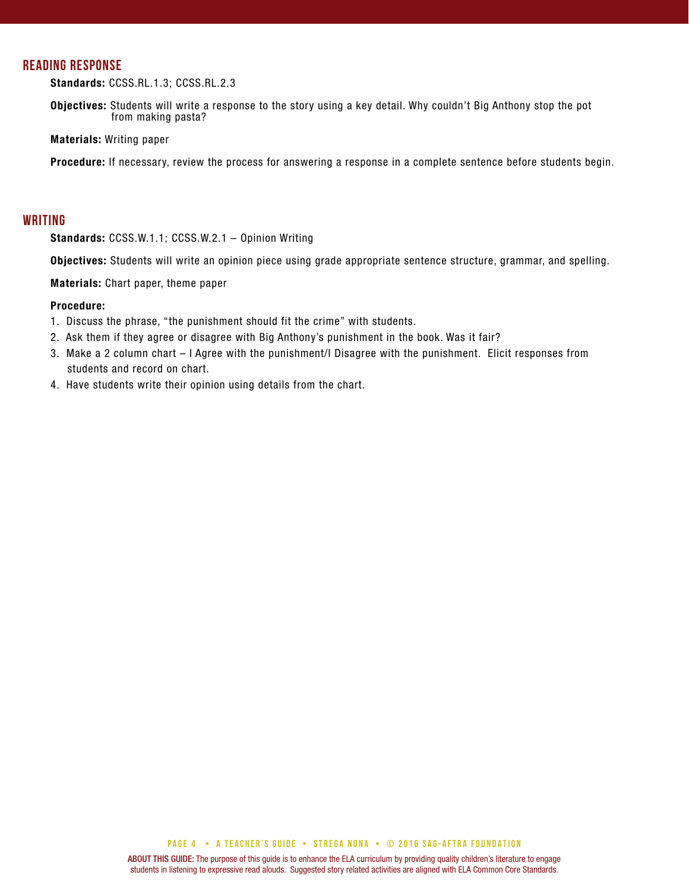## READING RESPONSE

**Standards:** CCSS.RL.1.3; CCSS.RL.2.3

**Objectives:** Students will write a response to the story using a key detail. Why couldn't Big Anthony stop the pot from making pasta?

**Materials:** Writing paper

**Procedure:** If necessary, review the process for answering a response in a complete sentence before students begin.

## WRITING

**Standards:** CCSS.W.1.1; CCSS.W.2.1 – Opinion Writing

**Objectives:** Students will write an opinion piece using grade appropriate sentence structure, grammar, and spelling.

**Materials:** Chart paper, theme paper

**Procedure:**

1. Discuss the phrase, "the punishment should fit the crime" with students.
2. Ask them if they agree or disagree with Big Anthony's punishment in the book. Was it fair?
3. Make a 2 column chart – I Agree with the punishment/I Disagree with the punishment. Elicit responses from students and record on chart.
4. Have students write their opinion using details from the chart.

**ABOUT THIS GUIDE:** The purpose of this guide is to enhance the ELA curriculum by providing quality children's literature to engage students in listening to expressive read alouds. Suggested story related activities are aligned with ELA Common Core Standards.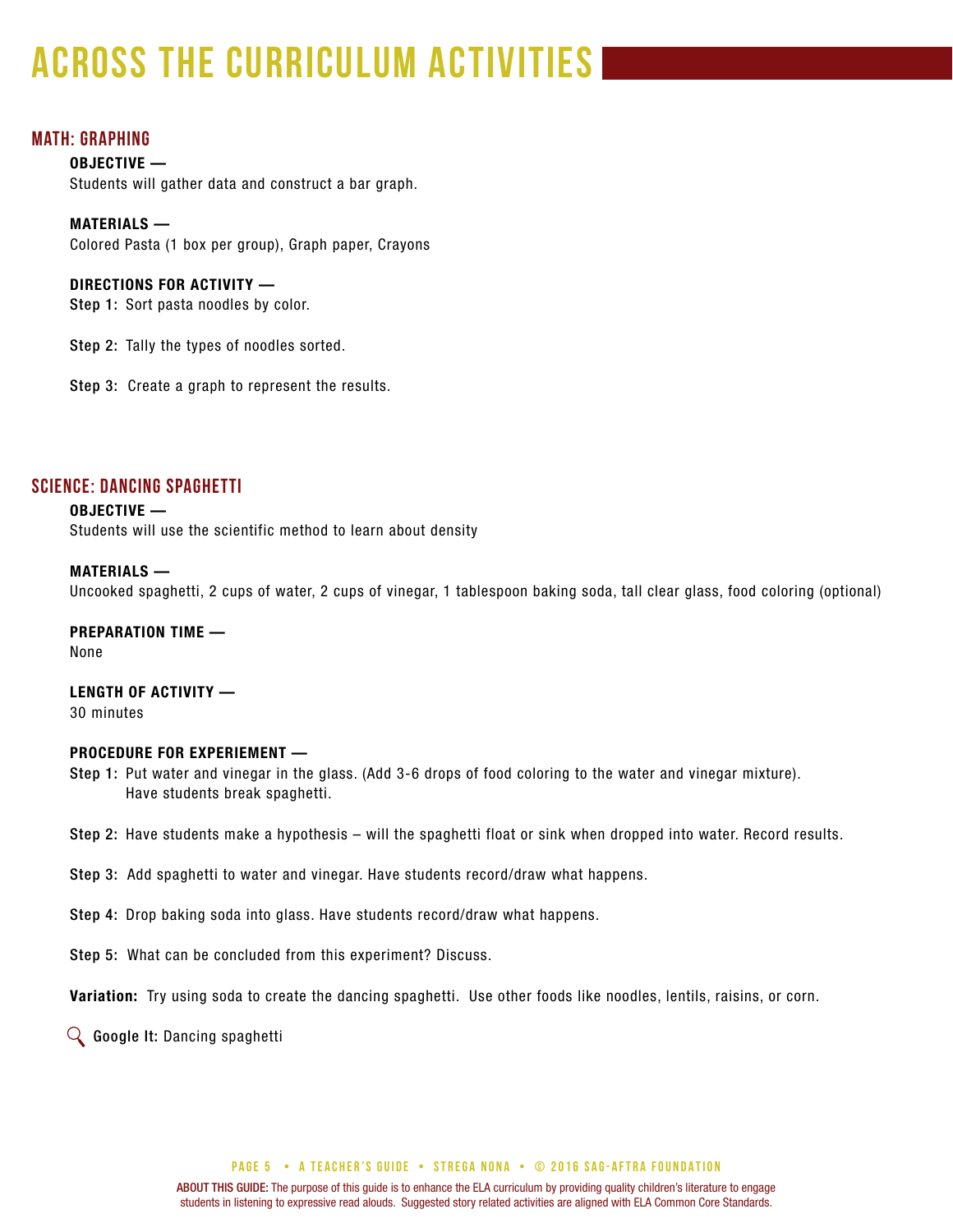# ACROSS THE CURRICULUM ACTIVITIES

## MATH: GRAPHING

**OBJECTIVE —**
Students will gather data and construct a bar graph.

**MATERIALS —**
Colored Pasta (1 box per group), Graph paper, Crayons

**DIRECTIONS FOR ACTIVITY —**

**Step 1:** Sort pasta noodles by color.

**Step 2:** Tally the types of noodles sorted.

**Step 3:** Create a graph to represent the results.

## SCIENCE: DANCING SPAGHETTI

**OBJECTIVE —**
Students will use the scientific method to learn about density

**MATERIALS —**
Uncooked spaghetti, 2 cups of water, 2 cups of vinegar, 1 tablespoon baking soda, tall clear glass, food coloring (optional)

**PREPARATION TIME —**
None

**LENGTH OF ACTIVITY —**
30 minutes

**PROCEDURE FOR EXPERIMENT —**

**Step 1:** Put water and vinegar in the glass. (Add 3-6 drops of food coloring to the water and vinegar mixture). Have students break spaghetti.

**Step 2:** Have students make a hypothesis – will the spaghetti float or sink when dropped into water. Record results.

**Step 3:** Add spaghetti to water and vinegar. Have students record/draw what happens.

**Step 4:** Drop baking soda into glass. Have students record/draw what happens.

**Step 5:** What can be concluded from this experiment? Discuss.

**Variation:** Try using soda to create the dancing spaghetti. Use other foods like noodles, lentils, raisins, or corn.

**Google It:** Dancing spaghetti

**ABOUT THIS GUIDE:** The purpose of this guide is to enhance the ELA curriculum by providing quality children's literature to engage students in listening to expressive read alouds. Suggested story related activities are aligned with ELA Common Core Standards.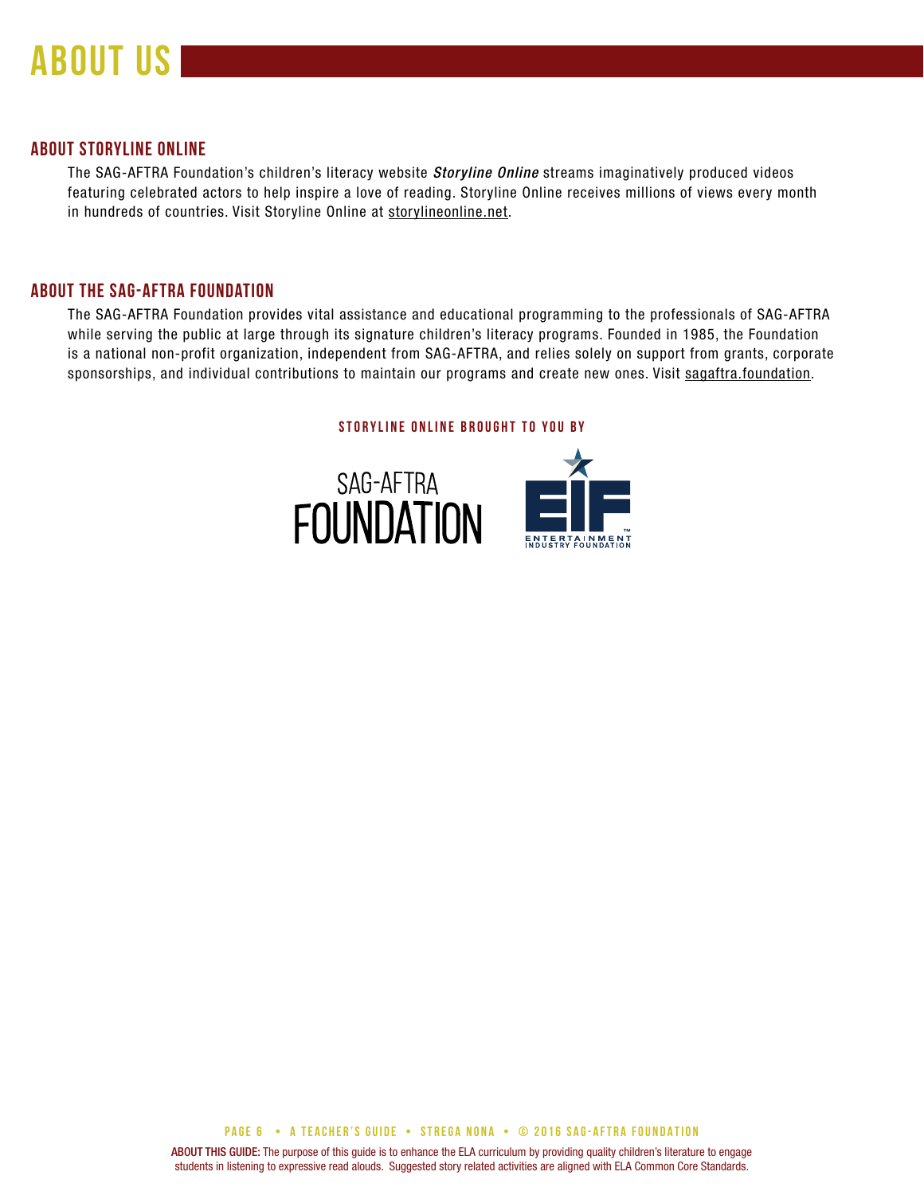# ABOUT US

## ABOUT STORYLINE ONLINE

The SAG-AFTRA Foundation's children's literacy website ***Storyline Online*** streams imaginatively produced videos featuring celebrated actors to help inspire a love of reading. Storyline Online receives millions of views every month in hundreds of countries. Visit Storyline Online at storylineonline.net.

## ABOUT THE SAG-AFTRA FOUNDATION

The SAG-AFTRA Foundation provides vital assistance and educational programming to the professionals of SAG-AFTRA while serving the public at large through its signature children's literacy programs. Founded in 1985, the Foundation is a national non-profit organization, independent from SAG-AFTRA, and relies solely on support from grants, corporate sponsorships, and individual contributions to maintain our programs and create new ones. Visit sagaftra.foundation.

**STORYLINE ONLINE BROUGHT TO YOU BY**

SAG-AFTRA FOUNDATION

EIF ENTERTAINMENT INDUSTRY FOUNDATION

**ABOUT THIS GUIDE:** The purpose of this guide is to enhance the ELA curriculum by providing quality children's literature to engage students in listening to expressive read alouds. Suggested story related activities are aligned with ELA Common Core Standards.